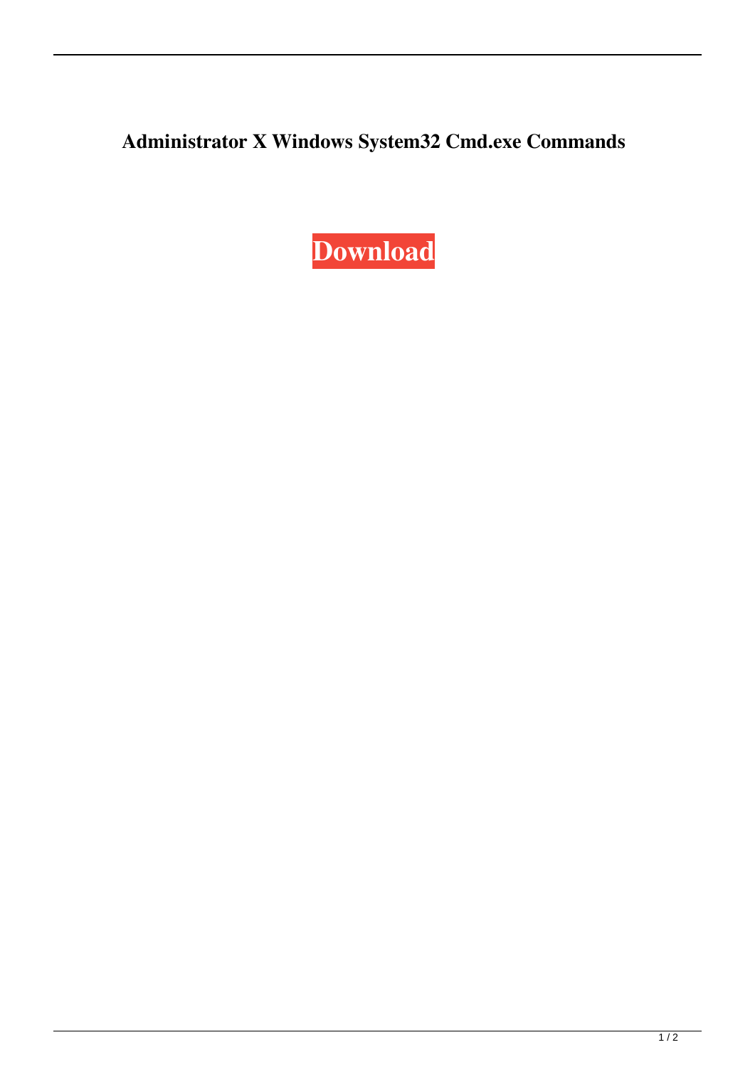**Administrator X Windows System32 Cmd.exe Commands**

**Download**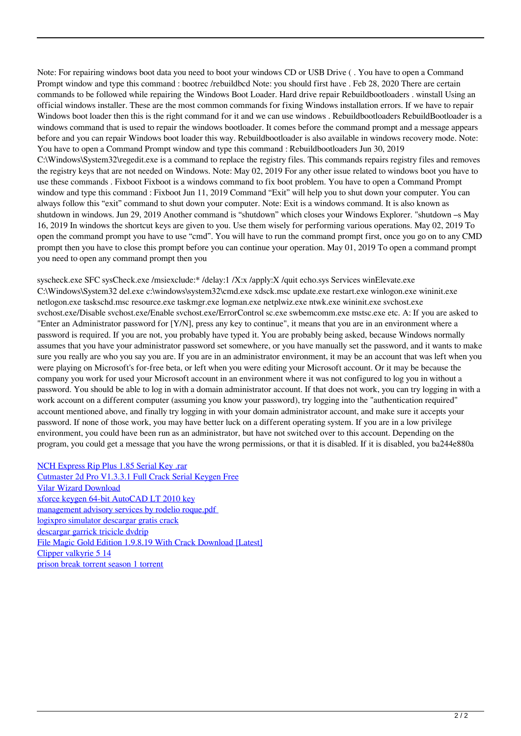Note: For repairing windows boot data you need to boot your windows CD or USB Drive ( . You have to open a Command Prompt window and type this command : bootrec /rebuildbcd Note: you should first have . Feb 28, 2020 There are certain commands to be followed while repairing the Windows Boot Loader. Hard drive repair Rebuildbootloaders . winstall Using an official windows installer. These are the most common commands for fixing Windows installation errors. If we have to repair Windows boot loader then this is the right command for it and we can use windows . Rebuildbootloaders RebuildBootloader is a windows command that is used to repair the windows bootloader. It comes before the command prompt and a message appears before and you can repair Windows boot loader this way. Rebuildbootloader is also available in windows recovery mode. Note: You have to open a Command Prompt window and type this command : Rebuildbootloaders Jun 30, 2019 C:\Windows\System32\regedit.exe is a command to replace the registry files. This commands repairs registry files and removes the registry keys that are not needed on Windows. Note: May 02, 2019 For any other issue related to windows boot you have to use these commands . Fixboot Fixboot is a windows command to fix boot problem. You have to open a Command Prompt window and type this command : Fixboot Jun 11, 2019 Command "Exit" will help you to shut down your computer. You can always follow this "exit" command to shut down your computer. Note: Exit is a windows command. It is also known as shutdown in windows. Jun 29, 2019 Another command is "shutdown" which closes your Windows Explorer. "shutdown –s May 16, 2019 In windows the shortcut keys are given to you. Use them wisely for performing various operations. May 02, 2019 To open the command prompt you have to use "cmd". You will have to run the command prompt first, once you go on to any CMD prompt then you have to close this prompt before you can continue your operation. May 01, 2019 To open a command prompt you need to open any command prompt then you

syscheck.exe SFC sysCheck.exe /msiexclude:* /delay:1 /X:x /apply:X /quit echo.sys Services winElevate.exe C:\Windows\System32 del.exe c:\windows\system32\cmd.exe xdsck.msc update.exe restart.exe winlogon.exe wininit.exe netlogon.exe taskschd.msc resource.exe taskmgr.exe logman.exe netplwiz.exe ntwk.exe wininit.exe svchost.exe svchost.exe/Disable svchost.exe/Enable svchost.exe/ErrorControl sc.exe swbemcomm.exe mstsc.exe etc. A: If you are asked to "Enter an Administrator password for [Y/N], press any key to continue", it means that you are in an environment where a password is required. If you are not, you probably have typed it. You are probably being asked, because Windows normally assumes that you have your administrator password set somewhere, or you have manually set the password, and it wants to make sure you really are who you say you are. If you are in an administrator environment, it may be an account that was left when you were playing on Microsoft's for-free beta, or left when you were editing your Microsoft account. Or it may be because the company you work for used your Microsoft account in an environment where it was not configured to log you in without a password. You should be able to log in with a domain administrator account. If that does not work, you can try logging in with a work account on a different computer (assuming you know your password), try logging into the "authentication required" account mentioned above, and finally try logging in with your domain administrator account, and make sure it accepts your password. If none of those work, you may have better luck on a different operating system. If you are in a low privilege environment, you could have been run as an administrator, but have not switched over to this account. Depending on the program, you could get a message that you have the wrong permissions, or that it is disabled. If it is disabled, you ba244e880a

NCH Express Rip Plus 1.85 Serial Key .rar
Cutmaster 2d Pro V1.3.3.1 Full Crack Serial Keygen Free
Vilar Wizard Download
xforce keygen 64-bit AutoCAD LT 2010 key
management advisory services by rodelio roque.pdf
logixpro simulator descargar gratis crack
descargar garrick tricicle dvdrip
File Magic Gold Edition 1.9.8.19 With Crack Download [Latest]
Clipper valkyrie 5 14
prison break torrent season 1 torrent